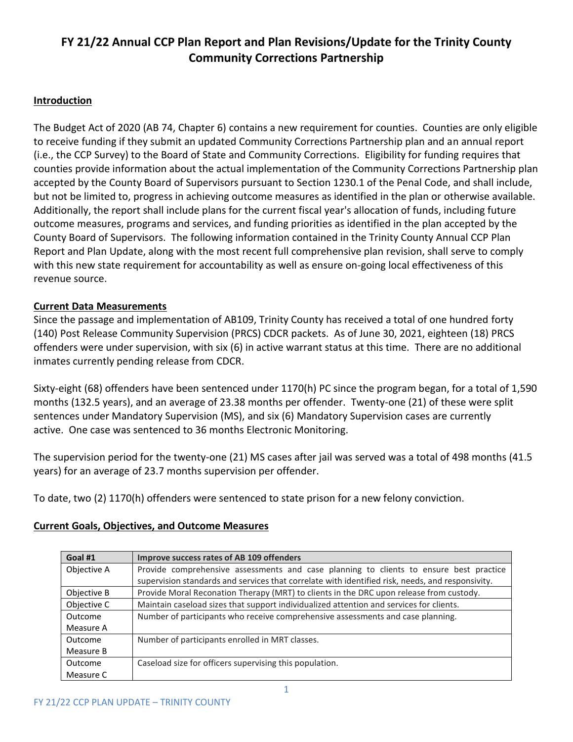# FY 21/22 Annual CCP Plan Report and Plan Revisions/Update for the Trinity County Community Corrections Partnership

## Introduction

The Budget Act of 2020 (AB 74, Chapter 6) contains a new requirement for counties. Counties are only eligible to receive funding if they submit an updated Community Corrections Partnership plan and an annual report (i.e., the CCP Survey) to the Board of State and Community Corrections. Eligibility for funding requires that counties provide information about the actual implementation of the Community Corrections Partnership plan accepted by the County Board of Supervisors pursuant to Section 1230.1 of the Penal Code, and shall include, but not be limited to, progress in achieving outcome measures as identified in the plan or otherwise available. Additionally, the report shall include plans for the current fiscal year's allocation of funds, including future outcome measures, programs and services, and funding priorities as identified in the plan accepted by the County Board of Supervisors. The following information contained in the Trinity County Annual CCP Plan Report and Plan Update, along with the most recent full comprehensive plan revision, shall serve to comply with this new state requirement for accountability as well as ensure on-going local effectiveness of this revenue source.

## Current Data Measurements

Since the passage and implementation of AB109, Trinity County has received a total of one hundred forty (140) Post Release Community Supervision (PRCS) CDCR packets. As of June 30, 2021, eighteen (18) PRCS offenders were under supervision, with six (6) in active warrant status at this time. There are no additional inmates currently pending release from CDCR.

Sixty-eight (68) offenders have been sentenced under 1170(h) PC since the program began, for a total of 1,590 months (132.5 years), and an average of 23.38 months per offender. Twenty-one (21) of these were split sentences under Mandatory Supervision (MS), and six (6) Mandatory Supervision cases are currently active. One case was sentenced to 36 months Electronic Monitoring.

The supervision period for the twenty-one (21) MS cases after jail was served was a total of 498 months (41.5 years) for an average of 23.7 months supervision per offender.

To date, two (2) 1170(h) offenders were sentenced to state prison for a new felony conviction.

## Current Goals, Objectives, and Outcome Measures

| Goal #1 | Improve success rates of AB 109 offenders |
|---|---|
| Objective A | Provide comprehensive assessments and case planning to clients to ensure best practice supervision standards and services that correlate with identified risk, needs, and responsivity. |
| Objective B | Provide Moral Reconation Therapy (MRT) to clients in the DRC upon release from custody. |
| Objective C | Maintain caseload sizes that support individualized attention and services for clients. |
| Outcome Measure A | Number of participants who receive comprehensive assessments and case planning. |
| Outcome Measure B | Number of participants enrolled in MRT classes. |
| Outcome Measure C | Caseload size for officers supervising this population. |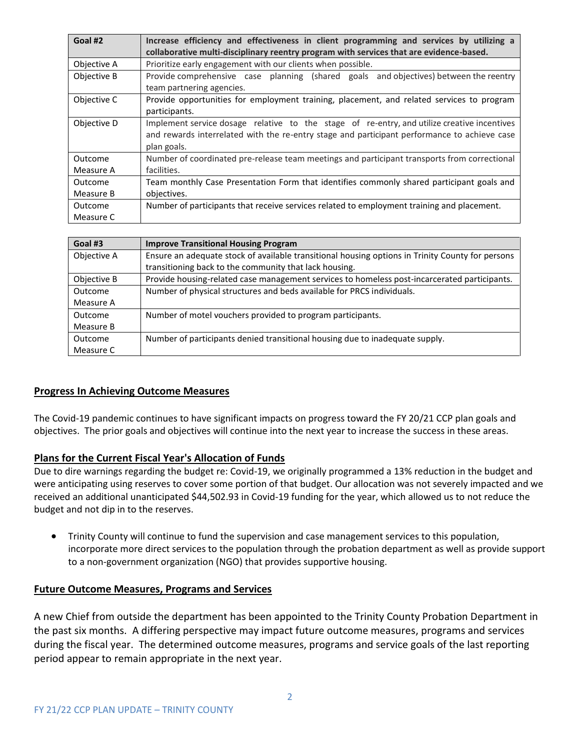| Goal #2 | **Increase efficiency and effectiveness in client programming and services by utilizing a collaborative multi-disciplinary reentry program with services that are evidence-based.** |
|---|---|
| Objective A | Prioritize early engagement with our clients when possible. |
| Objective B | Provide comprehensive case planning (shared goals and objectives) between the reentry team partnering agencies. |
| Objective C | Provide opportunities for employment training, placement, and related services to program participants. |
| Objective D | Implement service dosage relative to the stage of re-entry, and utilize creative incentives and rewards interrelated with the re-entry stage and participant performance to achieve case plan goals. |
| Outcome Measure A | Number of coordinated pre-release team meetings and participant transports from correctional facilities. |
| Outcome Measure B | Team monthly Case Presentation Form that identifies commonly shared participant goals and objectives. |
| Outcome Measure C | Number of participants that receive services related to employment training and placement. |

| Goal #3 | **Improve Transitional Housing Program** |
|---|---|
| Objective A | Ensure an adequate stock of available transitional housing options in Trinity County for persons transitioning back to the community that lack housing. |
| Objective B | Provide housing-related case management services to homeless post-incarcerated participants. |
| Outcome Measure A | Number of physical structures and beds available for PRCS individuals. |
| Outcome Measure B | Number of motel vouchers provided to program participants. |
| Outcome Measure C | Number of participants denied transitional housing due to inadequate supply. |

## Progress In Achieving Outcome Measures

The Covid-19 pandemic continues to have significant impacts on progress toward the FY 20/21 CCP plan goals and objectives. The prior goals and objectives will continue into the next year to increase the success in these areas.

## Plans for the Current Fiscal Year's Allocation of Funds

Due to dire warnings regarding the budget re: Covid-19, we originally programmed a 13% reduction in the budget and were anticipating using reserves to cover some portion of that budget. Our allocation was not severely impacted and we received an additional unanticipated $44,502.93 in Covid-19 funding for the year, which allowed us to not reduce the budget and not dip in to the reserves.

- Trinity County will continue to fund the supervision and case management services to this population, incorporate more direct services to the population through the probation department as well as provide support to a non-government organization (NGO) that provides supportive housing.

## Future Outcome Measures, Programs and Services

A new Chief from outside the department has been appointed to the Trinity County Probation Department in the past six months. A differing perspective may impact future outcome measures, programs and services during the fiscal year. The determined outcome measures, programs and service goals of the last reporting period appear to remain appropriate in the next year.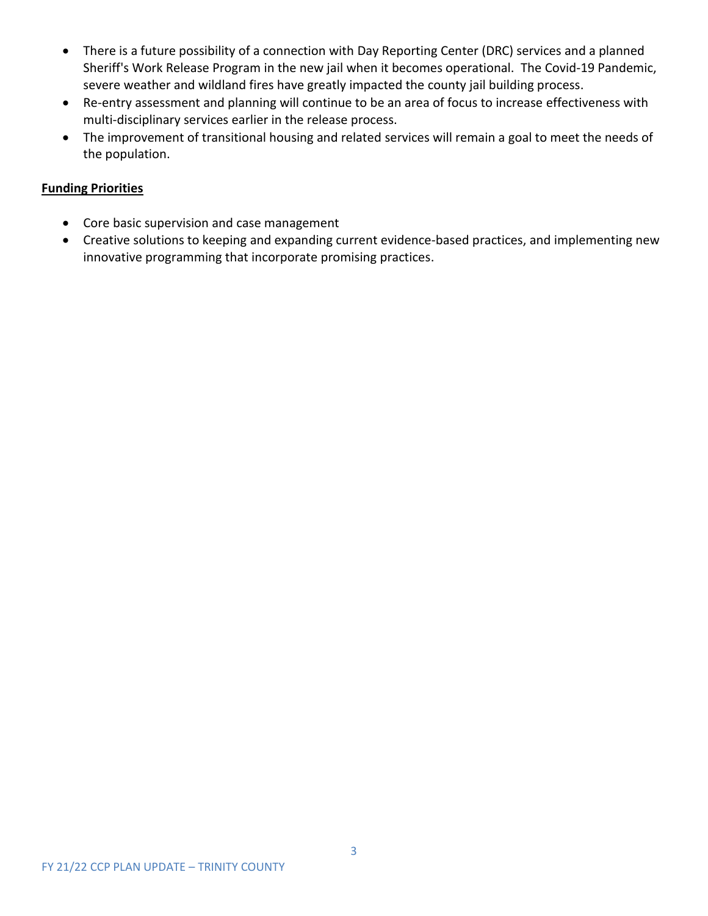- There is a future possibility of a connection with Day Reporting Center (DRC) services and a planned Sheriff's Work Release Program in the new jail when it becomes operational. The Covid-19 Pandemic, severe weather and wildland fires have greatly impacted the county jail building process.
- Re-entry assessment and planning will continue to be an area of focus to increase effectiveness with multi-disciplinary services earlier in the release process.
- The improvement of transitional housing and related services will remain a goal to meet the needs of the population.

**Funding Priorities**

- Core basic supervision and case management
- Creative solutions to keeping and expanding current evidence-based practices, and implementing new innovative programming that incorporate promising practices.